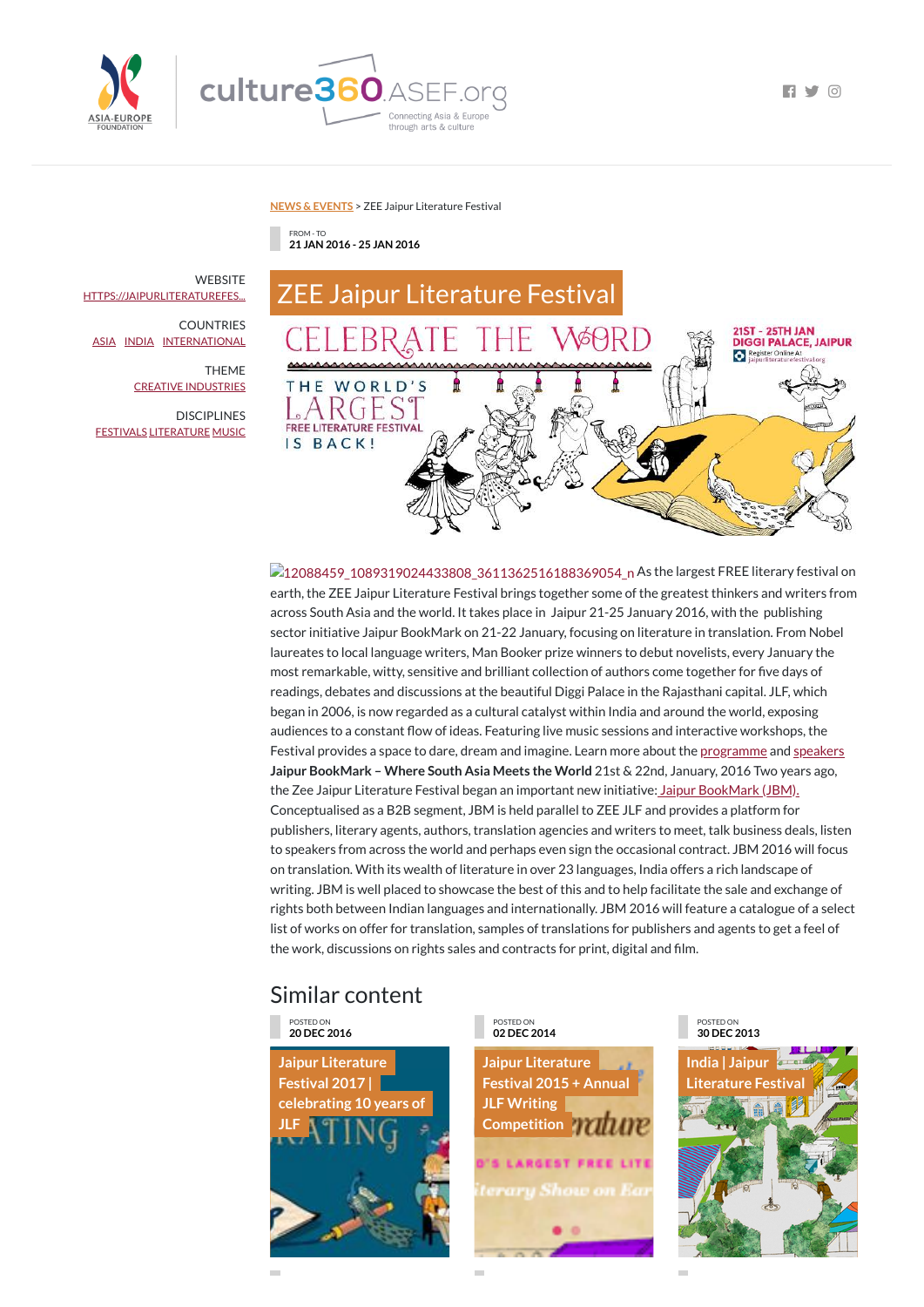NEWS & EVENTS > ZEE Jaipur Literature Festival

FROM - TO
**21 JAN 2016 - 25 JAN 2016**

WEBSITE
HTTPS://JAIPURLITERATUREFES...

COUNTRIES
ASIA INDIA INTERNATIONAL

THEME
CREATIVE INDUSTRIES

DISCIPLINES
FESTIVALS LITERATURE MUSIC

# ZEE Jaipur Literature Festival

12088459_1089319024433808_3611362516188369054_n As the largest FREE literary festival on earth, the ZEE Jaipur Literature Festival brings together some of the greatest thinkers and writers from across South Asia and the world. It takes place in Jaipur 21-25 January 2016, with the publishing sector initiative Jaipur BookMark on 21-22 January, focusing on literature in translation. From Nobel laureates to local language writers, Man Booker prize winners to debut novelists, every January the most remarkable, witty, sensitive and brilliant collection of authors come together for five days of readings, debates and discussions at the beautiful Diggi Palace in the Rajasthani capital. JLF, which began in 2006, is now regarded as a cultural catalyst within India and around the world, exposing audiences to a constant flow of ideas. Featuring live music sessions and interactive workshops, the Festival provides a space to dare, dream and imagine. Learn more about the programme and speakers **Jaipur BookMark – Where South Asia Meets the World** 21st & 22nd, January, 2016 Two years ago, the Zee Jaipur Literature Festival began an important new initiative: Jaipur BookMark (JBM). Conceptualised as a B2B segment, JBM is held parallel to ZEE JLF and provides a platform for publishers, literary agents, authors, translation agencies and writers to meet, talk business deals, listen to speakers from across the world and perhaps even sign the occasional contract. JBM 2016 will focus on translation. With its wealth of literature in over 23 languages, India offers a rich landscape of writing. JBM is well placed to showcase the best of this and to help facilitate the sale and exchange of rights both between Indian languages and internationally. JBM 2016 will feature a catalogue of a select list of works on offer for translation, samples of translations for publishers and agents to get a feel of the work, discussions on rights sales and contracts for print, digital and film.

## Similar content

POSTED ON
**20 DEC 2016**
Jaipur Literature Festival 2017 | celebrating 10 years of JLF

POSTED ON
**02 DEC 2014**
Jaipur Literature Festival 2015 + Annual JLF Writing Competition

POSTED ON
**30 DEC 2013**
India | Jaipur Literature Festival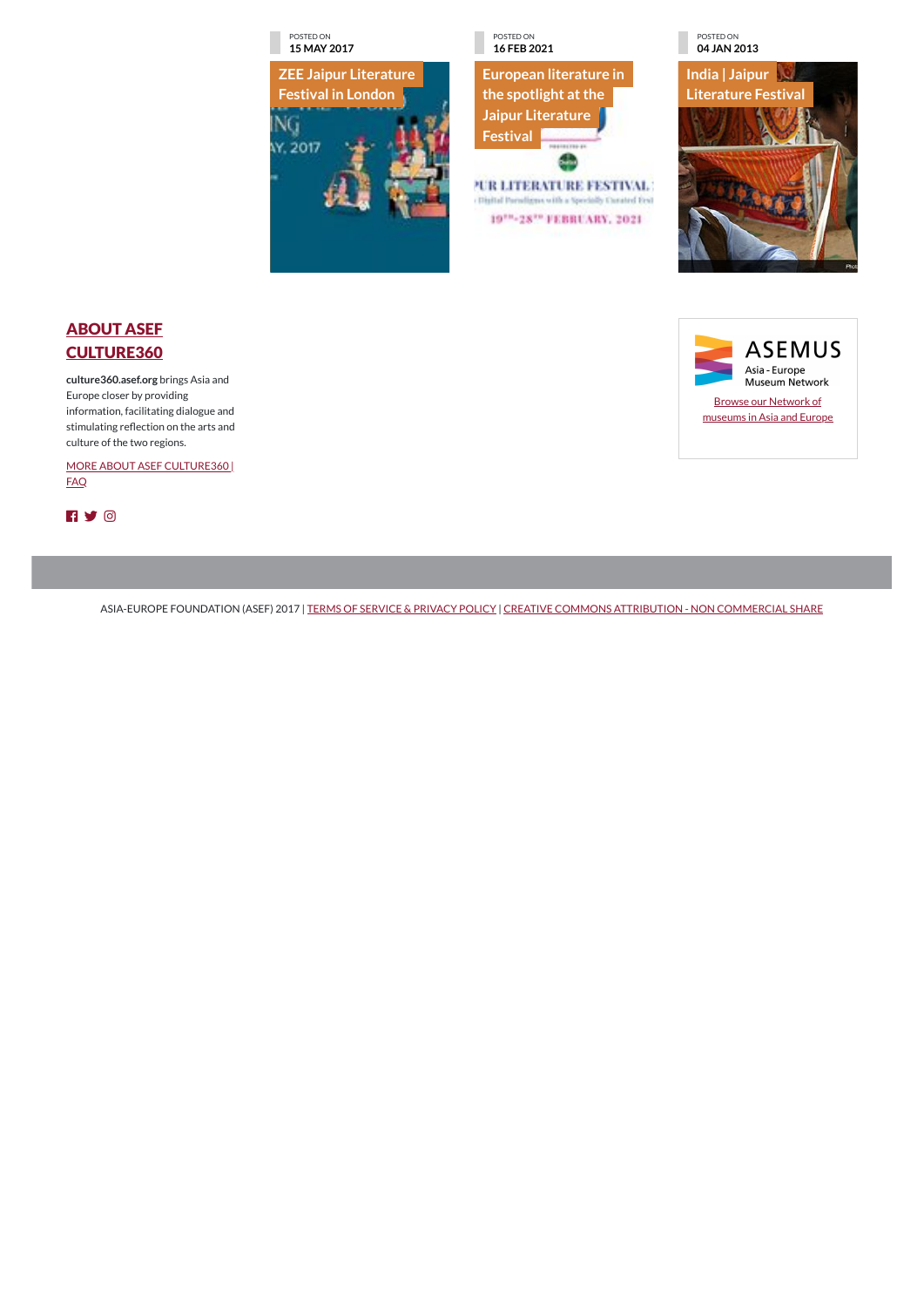POSTED ON
15 MAY 2017

ZEE Jaipur Literature Festival in London

POSTED ON
16 FEB 2021

European literature in the spotlight at the Jaipur Literature Festival

POSTED ON
04 JAN 2013

India | Jaipur Literature Festival

## ABOUT ASEF CULTURE360

**culture360.asef.org** brings Asia and Europe closer by providing information, facilitating dialogue and stimulating reflection on the arts and culture of the two regions.

MORE ABOUT ASEF CULTURE360 | FAQ

ASEMUS
Asia - Europe
Museum Network

Browse our Network of museums in Asia and Europe

ASIA-EUROPE FOUNDATION (ASEF) 2017 | TERMS OF SERVICE & PRIVACY POLICY | CREATIVE COMMONS ATTRIBUTION - NON COMMERCIAL SHARE